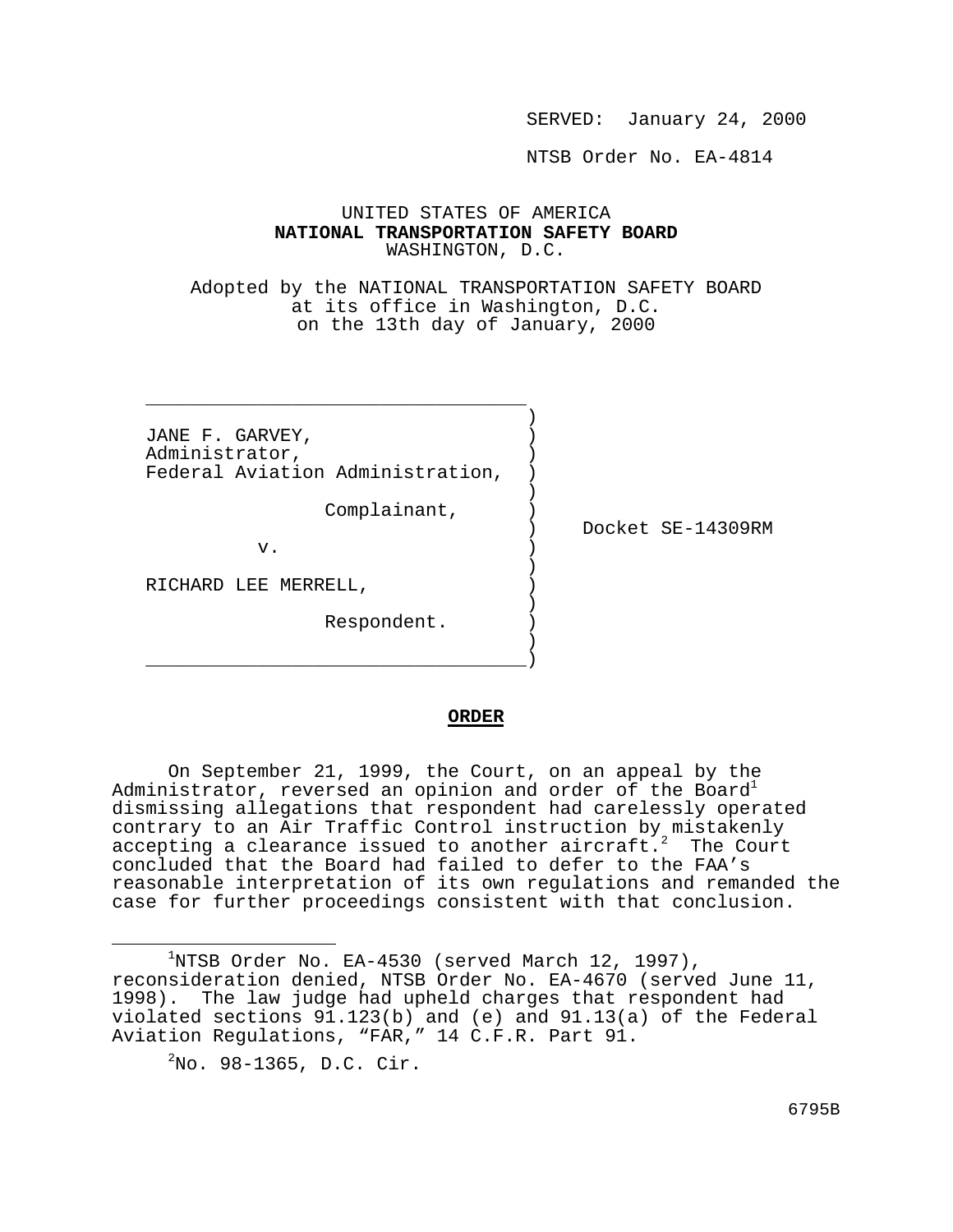SERVED: January 24, 2000

NTSB Order No. EA-4814

UNITED STATES OF AMERICA
**NATIONAL TRANSPORTATION SAFETY BOARD**
WASHINGTON, D.C.

Adopted by the NATIONAL TRANSPORTATION SAFETY BOARD
at its office in Washington, D.C.
on the 13th day of January, 2000

JANE F. GARVEY,
Administrator,
Federal Aviation Administration,

Complainant,

v.

RICHARD LEE MERRELL,

Respondent.

Docket SE-14309RM

## ORDER

On September 21, 1999, the Court, on an appeal by the Administrator, reversed an opinion and order of the Board[1] dismissing allegations that respondent had carelessly operated contrary to an Air Traffic Control instruction by mistakenly accepting a clearance issued to another aircraft.[2] The Court concluded that the Board had failed to defer to the FAA's reasonable interpretation of its own regulations and remanded the case for further proceedings consistent with that conclusion.

---

[1]NTSB Order No. EA-4530 (served March 12, 1997), reconsideration denied, NTSB Order No. EA-4670 (served June 11, 1998). The law judge had upheld charges that respondent had violated sections 91.123(b) and (e) and 91.13(a) of the Federal Aviation Regulations, "FAR," 14 C.F.R. Part 91.

[2]No. 98-1365, D.C. Cir.

6795B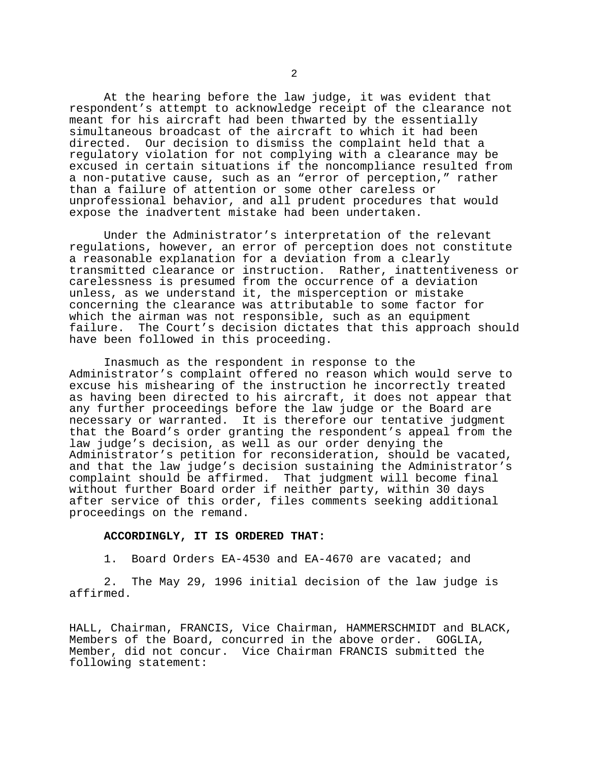At the hearing before the law judge, it was evident that respondent's attempt to acknowledge receipt of the clearance not meant for his aircraft had been thwarted by the essentially simultaneous broadcast of the aircraft to which it had been directed. Our decision to dismiss the complaint held that a regulatory violation for not complying with a clearance may be excused in certain situations if the noncompliance resulted from a non-putative cause, such as an "error of perception," rather than a failure of attention or some other careless or unprofessional behavior, and all prudent procedures that would expose the inadvertent mistake had been undertaken.

Under the Administrator's interpretation of the relevant regulations, however, an error of perception does not constitute a reasonable explanation for a deviation from a clearly transmitted clearance or instruction. Rather, inattentiveness or carelessness is presumed from the occurrence of a deviation unless, as we understand it, the misperception or mistake concerning the clearance was attributable to some factor for which the airman was not responsible, such as an equipment failure. The Court's decision dictates that this approach should have been followed in this proceeding.

Inasmuch as the respondent in response to the Administrator's complaint offered no reason which would serve to excuse his mishearing of the instruction he incorrectly treated as having been directed to his aircraft, it does not appear that any further proceedings before the law judge or the Board are necessary or warranted. It is therefore our tentative judgment that the Board's order granting the respondent's appeal from the law judge's decision, as well as our order denying the Administrator's petition for reconsideration, should be vacated, and that the law judge's decision sustaining the Administrator's complaint should be affirmed. That judgment will become final without further Board order if neither party, within 30 days after service of this order, files comments seeking additional proceedings on the remand.

**ACCORDINGLY, IT IS ORDERED THAT:**

1. Board Orders EA-4530 and EA-4670 are vacated; and

2. The May 29, 1996 initial decision of the law judge is affirmed.

HALL, Chairman, FRANCIS, Vice Chairman, HAMMERSCHMIDT and BLACK, Members of the Board, concurred in the above order. GOGLIA, Member, did not concur. Vice Chairman FRANCIS submitted the following statement: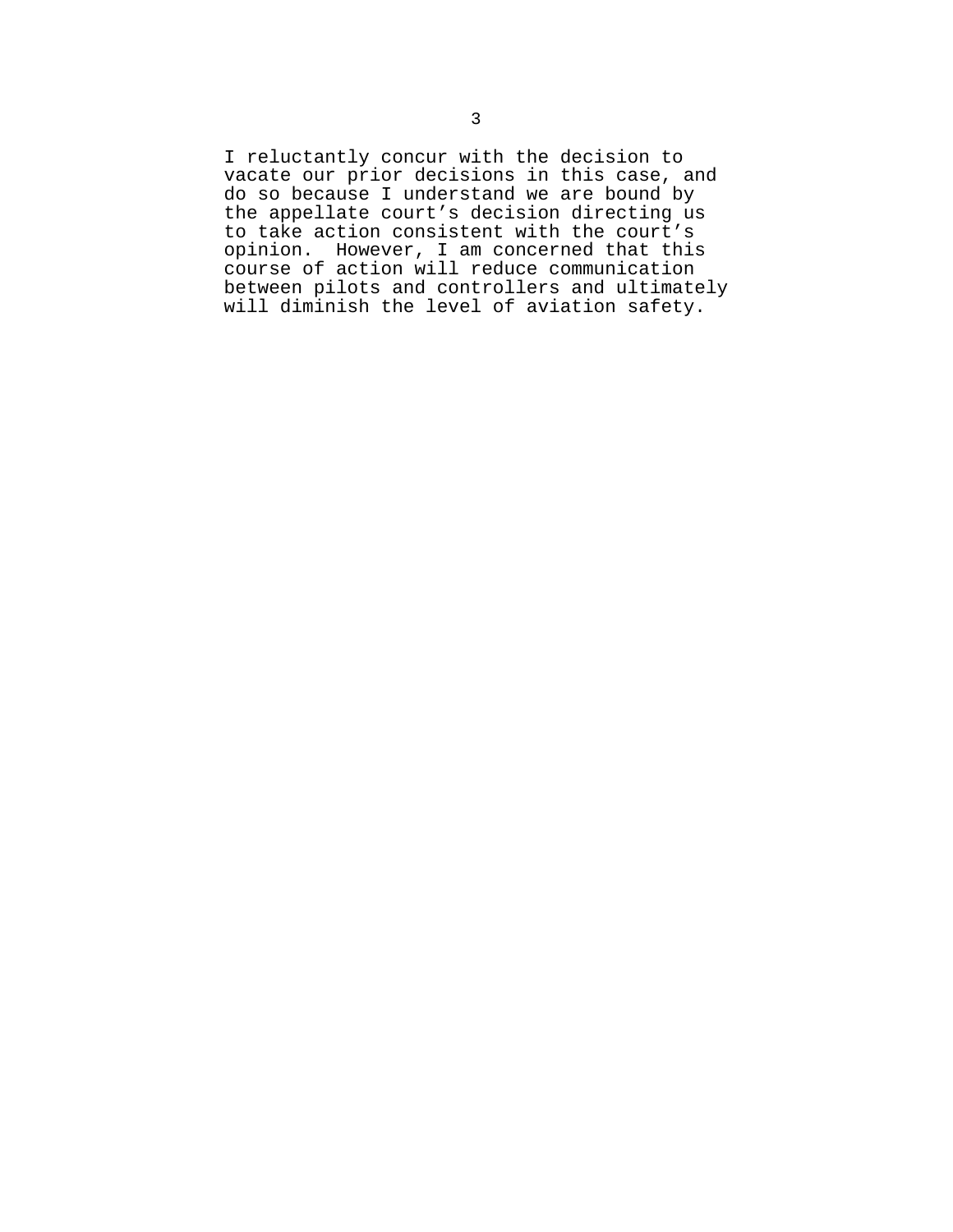I reluctantly concur with the decision to vacate our prior decisions in this case, and do so because I understand we are bound by the appellate court's decision directing us to take action consistent with the court's opinion. However, I am concerned that this course of action will reduce communication between pilots and controllers and ultimately will diminish the level of aviation safety.